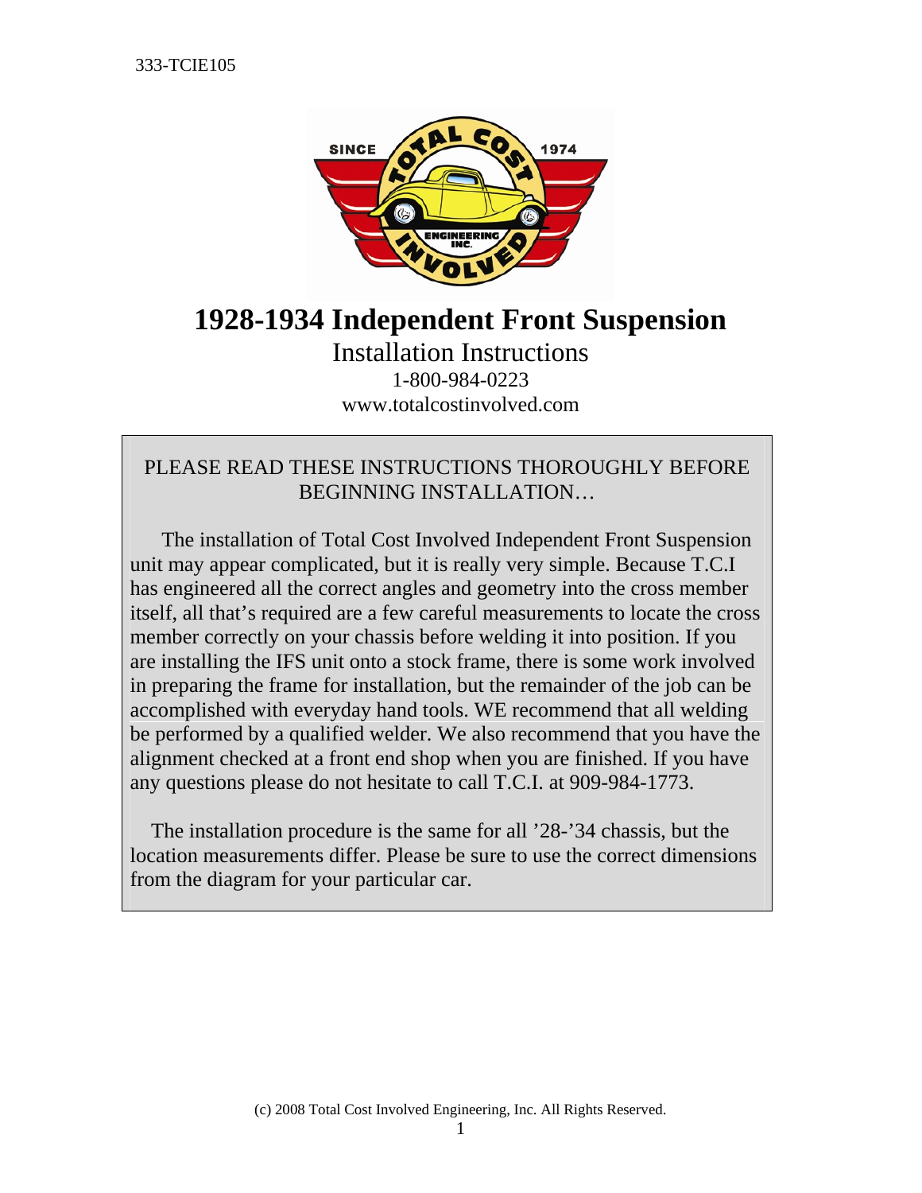333-TCIE105

# 1928-1934 Independent Front Suspension

Installation Instructions

1-800-984-0223

www.totalcostinvolved.com

PLEASE READ THESE INSTRUCTIONS THOROUGHLY BEFORE BEGINNING INSTALLATION…

The installation of Total Cost Involved Independent Front Suspension unit may appear complicated, but it is really very simple. Because T.C.I has engineered all the correct angles and geometry into the cross member itself, all that's required are a few careful measurements to locate the cross member correctly on your chassis before welding it into position. If you are installing the IFS unit onto a stock frame, there is some work involved in preparing the frame for installation, but the remainder of the job can be accomplished with everyday hand tools. WE recommend that all welding be performed by a qualified welder. We also recommend that you have the alignment checked at a front end shop when you are finished. If you have any questions please do not hesitate to call T.C.I. at 909-984-1773.

The installation procedure is the same for all '28-'34 chassis, but the location measurements differ. Please be sure to use the correct dimensions from the diagram for your particular car.

(c) 2008 Total Cost Involved Engineering, Inc. All Rights Reserved.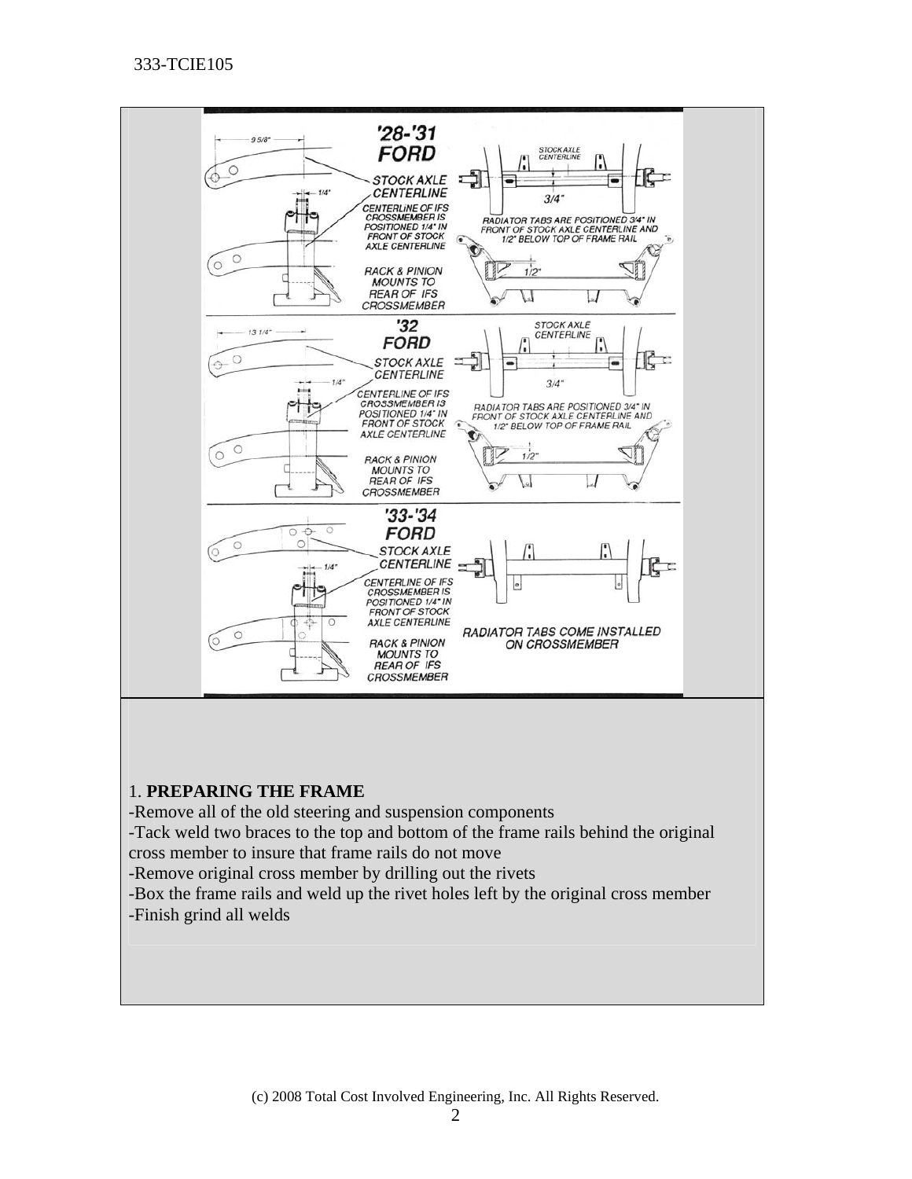## '28-'31 FORD

9 5/8"

1/4"

STOCK AXLE CENTERLINE

CENTERLINE OF IFS CROSSMEMBER IS POSITIONED 1/4" IN FRONT OF STOCK AXLE CENTERLINE

RACK & PINION MOUNTS TO REAR OF IFS CROSSMEMBER

STOCK AXLE CENTERLINE

3/4"

RADIATOR TABS ARE POSITIONED 3/4" IN FRONT OF STOCK AXLE CENTERLINE AND 1/2" BELOW TOP OF FRAME RAIL

1/2"

## '32 FORD

13 1/4"

1/4"

STOCK AXLE CENTERLINE

CENTERLINE OF IFS CROSSMEMBER IS POSITIONED 1/4" IN FRONT OF STOCK AXLE CENTERLINE

RACK & PINION MOUNTS TO REAR OF IFS CROSSMEMBER

STOCK AXLE CENTERLINE

3/4"

RADIATOR TABS ARE POSITIONED 3/4" IN FRONT OF STOCK AXLE CENTERLINE AND 1/2" BELOW TOP OF FRAME RAIL

1/2"

## '33-'34 FORD

1/4"

STOCK AXLE CENTERLINE

CENTERLINE OF IFS CROSSMEMBER IS POSITIONED 1/4" IN FRONT OF STOCK AXLE CENTERLINE

RACK & PINION MOUNTS TO REAR OF IFS CROSSMEMBER

RADIATOR TABS COME INSTALLED ON CROSSMEMBER

1. **PREPARING THE FRAME**

-Remove all of the old steering and suspension components

-Tack weld two braces to the top and bottom of the frame rails behind the original cross member to insure that frame rails do not move

-Remove original cross member by drilling out the rivets

-Box the frame rails and weld up the rivet holes left by the original cross member

-Finish grind all welds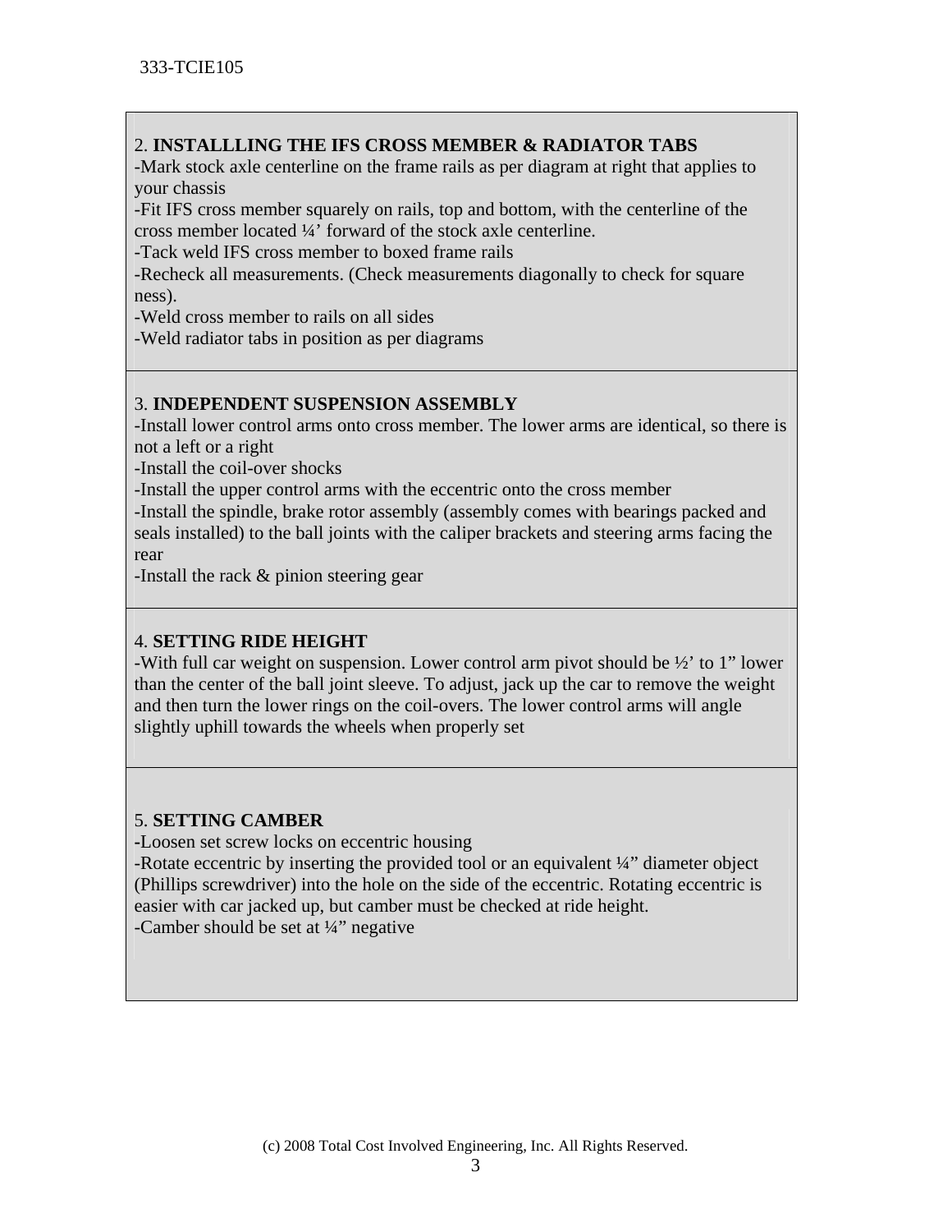## 2. **INSTALLLING THE IFS CROSS MEMBER & RADIATOR TABS**

-Mark stock axle centerline on the frame rails as per diagram at right that applies to your chassis

-Fit IFS cross member squarely on rails, top and bottom, with the centerline of the cross member located ¼' forward of the stock axle centerline.

-Tack weld IFS cross member to boxed frame rails

-Recheck all measurements. (Check measurements diagonally to check for square ness).

-Weld cross member to rails on all sides

-Weld radiator tabs in position as per diagrams

## 3. **INDEPENDENT SUSPENSION ASSEMBLY**

-Install lower control arms onto cross member. The lower arms are identical, so there is not a left or a right

-Install the coil-over shocks

-Install the upper control arms with the eccentric onto the cross member

-Install the spindle, brake rotor assembly (assembly comes with bearings packed and seals installed) to the ball joints with the caliper brackets and steering arms facing the rear

-Install the rack & pinion steering gear

## 4. **SETTING RIDE HEIGHT**

-With full car weight on suspension. Lower control arm pivot should be ½' to 1" lower than the center of the ball joint sleeve. To adjust, jack up the car to remove the weight and then turn the lower rings on the coil-overs. The lower control arms will angle slightly uphill towards the wheels when properly set

## 5. **SETTING CAMBER**

-Loosen set screw locks on eccentric housing

-Rotate eccentric by inserting the provided tool or an equivalent ¼" diameter object (Phillips screwdriver) into the hole on the side of the eccentric. Rotating eccentric is easier with car jacked up, but camber must be checked at ride height.

-Camber should be set at ¼" negative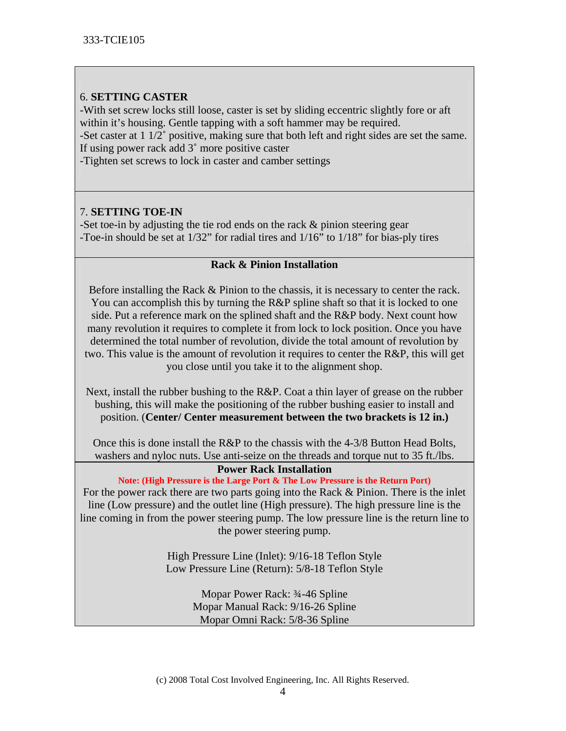6. **SETTING CASTER**

-With set screw locks still loose, caster is set by sliding eccentric slightly fore or aft within it's housing. Gentle tapping with a soft hammer may be required.
-Set caster at 1 1/2˚ positive, making sure that both left and right sides are set the same. If using power rack add 3˚ more positive caster
-Tighten set screws to lock in caster and camber settings

7. **SETTING TOE-IN**

-Set toe-in by adjusting the tie rod ends on the rack & pinion steering gear
-Toe-in should be set at 1/32" for radial tires and 1/16" to 1/18" for bias-ply tires

## Rack & Pinion Installation

Before installing the Rack & Pinion to the chassis, it is necessary to center the rack. You can accomplish this by turning the R&P spline shaft so that it is locked to one side. Put a reference mark on the splined shaft and the R&P body. Next count how many revolution it requires to complete it from lock to lock position. Once you have determined the total number of revolution, divide the total amount of revolution by two. This value is the amount of revolution it requires to center the R&P, this will get you close until you take it to the alignment shop.

Next, install the rubber bushing to the R&P. Coat a thin layer of grease on the rubber bushing, this will make the positioning of the rubber bushing easier to install and position. (**Center/ Center measurement between the two brackets is 12 in.)**

Once this is done install the R&P to the chassis with the 4-3/8 Button Head Bolts, washers and nyloc nuts. Use anti-seize on the threads and torque nut to 35 ft./lbs.

## Power Rack Installation

**Note: (High Pressure is the Large Port & The Low Pressure is the Return Port)**

For the power rack there are two parts going into the Rack & Pinion. There is the inlet line (Low pressure) and the outlet line (High pressure). The high pressure line is the line coming in from the power steering pump. The low pressure line is the return line to the power steering pump.

High Pressure Line (Inlet): 9/16-18 Teflon Style
Low Pressure Line (Return): 5/8-18 Teflon Style

Mopar Power Rack: ¾-46 Spline
Mopar Manual Rack: 9/16-26 Spline
Mopar Omni Rack: 5/8-36 Spline

(c) 2008 Total Cost Involved Engineering, Inc. All Rights Reserved.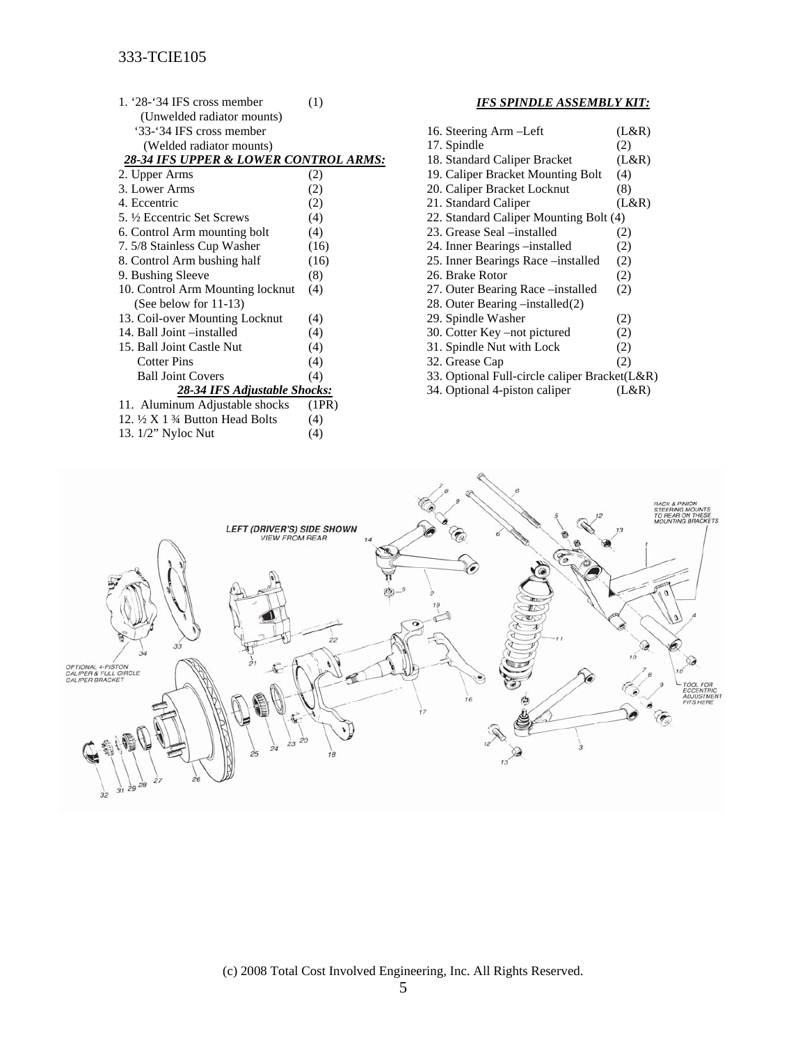1. '28-'34 IFS cross member (1)
   (Unwelded radiator mounts)
   '33-'34 IFS cross member
   (Welded radiator mounts)

***28-34 IFS UPPER & LOWER CONTROL ARMS:***

| | |
|---|---|
| 2. Upper Arms | (2) |
| 3. Lower Arms | (2) |
| 4. Eccentric | (2) |
| 5. ½ Eccentric Set Screws | (4) |
| 6. Control Arm mounting bolt | (4) |
| 7. 5/8 Stainless Cup Washer | (16) |
| 8. Control Arm bushing half | (16) |
| 9. Bushing Sleeve | (8) |
| 10. Control Arm Mounting locknut | (4) |
| (See below for 11-13) | |
| 13. Coil-over Mounting Locknut | (4) |
| 14. Ball Joint –installed | (4) |
| 15. Ball Joint Castle Nut | (4) |
| Cotter Pins | (4) |
| Ball Joint Covers | (4) |

***28-34 IFS Adjustable Shocks:***

| | |
|---|---|
| 11. Aluminum Adjustable shocks | (1PR) |
| 12. ½ X 1 ¾ Button Head Bolts | (4) |
| 13. 1/2" Nyloc Nut | (4) |

***IFS SPINDLE ASSEMBLY KIT:***

| | |
|---|---|
| 16. Steering Arm –Left | (L&R) |
| 17. Spindle | (2) |
| 18. Standard Caliper Bracket | (L&R) |
| 19. Caliper Bracket Mounting Bolt | (4) |
| 20. Caliper Bracket Locknut | (8) |
| 21. Standard Caliper | (L&R) |
| 22. Standard Caliper Mounting Bolt | (4) |
| 23. Grease Seal –installed | (2) |
| 24. Inner Bearings –installed | (2) |
| 25. Inner Bearings Race –installed | (2) |
| 26. Brake Rotor | (2) |
| 27. Outer Bearing Race –installed | (2) |
| 28. Outer Bearing –installed | (2) |
| 29. Spindle Washer | (2) |
| 30. Cotter Key –not pictured | (2) |
| 31. Spindle Nut with Lock | (2) |
| 32. Grease Cap | (2) |
| 33. Optional Full-circle caliper Bracket | (L&R) |
| 34. Optional 4-piston caliper | (L&R) |

LEFT (DRIVER'S) SIDE SHOWN
VIEW FROM REAR

RACK & PINION STEERING MOUNTS TO REAR ON THESE MOUNTING BRACKETS

OPTIONAL 4-PISTON CALIPER & FULL CIRCLE CALIPER BRACKET

TOOL FOR ECCENTRIC ADJUSTMENT FITS HERE

(c) 2008 Total Cost Involved Engineering, Inc. All Rights Reserved.